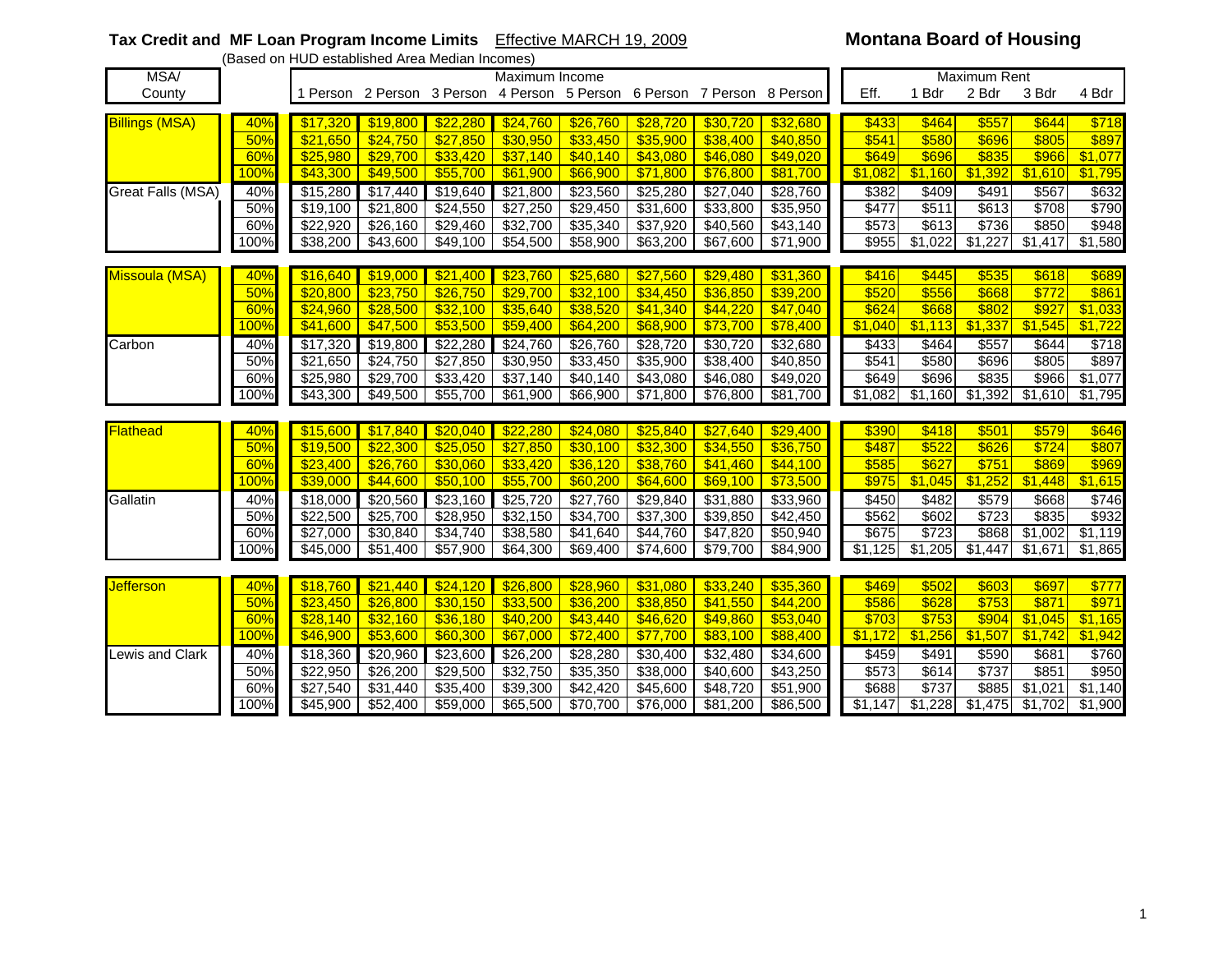**Tax Credit and MF Loan Program Income Limits** Effective MARCH 19, 2009 **Montana Board of Housing**

(Based on HUD established Area Median Incomes)

| MSA/ County | | Maximum Income | | | | | | | | Maximum Rent | | | | |
|---|---|---|---|---|---|---|---|---|---|---|---|---|---|---|
| | | 1 Person | 2 Person | 3 Person | 4 Person | 5 Person | 6 Person | 7 Person | 8 Person | Eff. | 1 Bdr | 2 Bdr | 3 Bdr | 4 Bdr |
| Billings (MSA) | 40% | $17,320 | $19,800 | $22,280 | $24,760 | $26,760 | $28,720 | $30,720 | $32,680 | $433 | $464 | $557 | $644 | $718 |
| | 50% | $21,650 | $24,750 | $27,850 | $30,950 | $33,450 | $35,900 | $38,400 | $40,850 | $541 | $580 | $696 | $805 | $897 |
| | 60% | $25,980 | $29,700 | $33,420 | $37,140 | $40,140 | $43,080 | $46,080 | $49,020 | $649 | $696 | $835 | $966 | $1,077 |
| | 100% | $43,300 | $49,500 | $55,700 | $61,900 | $66,900 | $71,800 | $76,800 | $81,700 | $1,082 | $1,160 | $1,392 | $1,610 | $1,795 |
| Great Falls (MSA) | 40% | $15,280 | $17,440 | $19,640 | $21,800 | $23,560 | $25,280 | $27,040 | $28,760 | $382 | $409 | $491 | $567 | $632 |
| | 50% | $19,100 | $21,800 | $24,550 | $27,250 | $29,450 | $31,600 | $33,800 | $35,950 | $477 | $511 | $613 | $708 | $790 |
| | 60% | $22,920 | $26,160 | $29,460 | $32,700 | $35,340 | $37,920 | $40,560 | $43,140 | $573 | $613 | $736 | $850 | $948 |
| | 100% | $38,200 | $43,600 | $49,100 | $54,500 | $58,900 | $63,200 | $67,600 | $71,900 | $955 | $1,022 | $1,227 | $1,417 | $1,580 |
| Missoula (MSA) | 40% | $16,640 | $19,000 | $21,400 | $23,760 | $25,680 | $27,560 | $29,480 | $31,360 | $416 | $445 | $535 | $618 | $689 |
| | 50% | $20,800 | $23,750 | $26,750 | $29,700 | $32,100 | $34,450 | $36,850 | $39,200 | $520 | $556 | $668 | $772 | $861 |
| | 60% | $24,960 | $28,500 | $32,100 | $35,640 | $38,520 | $41,340 | $44,220 | $47,040 | $624 | $668 | $802 | $927 | $1,033 |
| | 100% | $41,600 | $47,500 | $53,500 | $59,400 | $64,200 | $68,900 | $73,700 | $78,400 | $1,040 | $1,113 | $1,337 | $1,545 | $1,722 |
| Carbon | 40% | $17,320 | $19,800 | $22,280 | $24,760 | $26,760 | $28,720 | $30,720 | $32,680 | $433 | $464 | $557 | $644 | $718 |
| | 50% | $21,650 | $24,750 | $27,850 | $30,950 | $33,450 | $35,900 | $38,400 | $40,850 | $541 | $580 | $696 | $805 | $897 |
| | 60% | $25,980 | $29,700 | $33,420 | $37,140 | $40,140 | $43,080 | $46,080 | $49,020 | $649 | $696 | $835 | $966 | $1,077 |
| | 100% | $43,300 | $49,500 | $55,700 | $61,900 | $66,900 | $71,800 | $76,800 | $81,700 | $1,082 | $1,160 | $1,392 | $1,610 | $1,795 |
| Flathead | 40% | $15,600 | $17,840 | $20,040 | $22,280 | $24,080 | $25,840 | $27,640 | $29,400 | $390 | $418 | $501 | $579 | $646 |
| | 50% | $19,500 | $22,300 | $25,050 | $27,850 | $30,100 | $32,300 | $34,550 | $36,750 | $487 | $522 | $626 | $724 | $807 |
| | 60% | $23,400 | $26,760 | $30,060 | $33,420 | $36,120 | $38,760 | $41,460 | $44,100 | $585 | $627 | $751 | $869 | $969 |
| | 100% | $39,000 | $44,600 | $50,100 | $55,700 | $60,200 | $64,600 | $69,100 | $73,500 | $975 | $1,045 | $1,252 | $1,448 | $1,615 |
| Gallatin | 40% | $18,000 | $20,560 | $23,160 | $25,720 | $27,760 | $29,840 | $31,880 | $33,960 | $450 | $482 | $579 | $668 | $746 |
| | 50% | $22,500 | $25,700 | $28,950 | $32,150 | $34,700 | $37,300 | $39,850 | $42,450 | $562 | $602 | $723 | $835 | $932 |
| | 60% | $27,000 | $30,840 | $34,740 | $38,580 | $41,640 | $44,760 | $47,820 | $50,940 | $675 | $723 | $868 | $1,002 | $1,119 |
| | 100% | $45,000 | $51,400 | $57,900 | $64,300 | $69,400 | $74,600 | $79,700 | $84,900 | $1,125 | $1,205 | $1,447 | $1,671 | $1,865 |
| Jefferson | 40% | $18,760 | $21,440 | $24,120 | $26,800 | $28,960 | $31,080 | $33,240 | $35,360 | $469 | $502 | $603 | $697 | $777 |
| | 50% | $23,450 | $26,800 | $30,150 | $33,500 | $36,200 | $38,850 | $41,550 | $44,200 | $586 | $628 | $753 | $871 | $971 |
| | 60% | $28,140 | $32,160 | $36,180 | $40,200 | $43,440 | $46,620 | $49,860 | $53,040 | $703 | $753 | $904 | $1,045 | $1,165 |
| | 100% | $46,900 | $53,600 | $60,300 | $67,000 | $72,400 | $77,700 | $83,100 | $88,400 | $1,172 | $1,256 | $1,507 | $1,742 | $1,942 |
| Lewis and Clark | 40% | $18,360 | $20,960 | $23,600 | $26,200 | $28,280 | $30,400 | $32,480 | $34,600 | $459 | $491 | $590 | $681 | $760 |
| | 50% | $22,950 | $26,200 | $29,500 | $32,750 | $35,350 | $38,000 | $40,600 | $43,250 | $573 | $614 | $737 | $851 | $950 |
| | 60% | $27,540 | $31,440 | $35,400 | $39,300 | $42,420 | $45,600 | $48,720 | $51,900 | $688 | $737 | $885 | $1,021 | $1,140 |
| | 100% | $45,900 | $52,400 | $59,000 | $65,500 | $70,700 | $76,000 | $81,200 | $86,500 | $1,147 | $1,228 | $1,475 | $1,702 | $1,900 |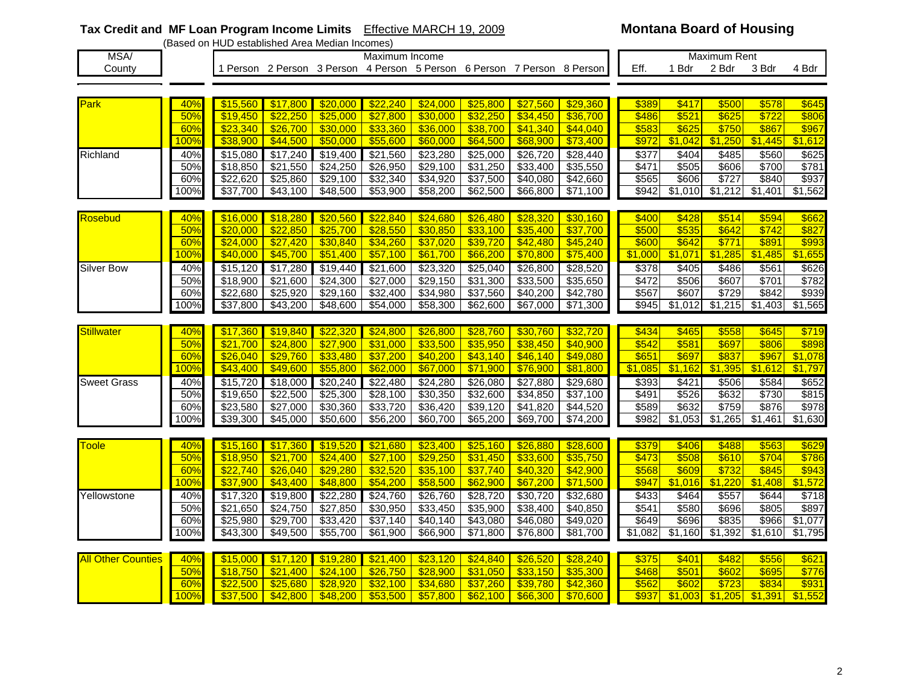**Tax Credit and MF Loan Program Income Limits** Effective MARCH 19, 2009 **Montana Board of Housing**

(Based on HUD established Area Median Incomes)

| MSA/ County | | Maximum Income | | | | | | | | Maximum Rent | | | | |
|---|---|---|---|---|---|---|---|---|---|---|---|---|---|---|
| | | 1 Person | 2 Person | 3 Person | 4 Person | 5 Person | 6 Person | 7 Person | 8 Person | Eff. | 1 Bdr | 2 Bdr | 3 Bdr | 4 Bdr |
| Park | 40% | $15,560 | $17,800 | $20,000 | $22,240 | $24,000 | $25,800 | $27,560 | $29,360 | $389 | $417 | $500 | $578 | $645 |
| | 50% | $19,450 | $22,250 | $25,000 | $27,800 | $30,000 | $32,250 | $34,450 | $36,700 | $486 | $521 | $625 | $722 | $806 |
| | 60% | $23,340 | $26,700 | $30,000 | $33,360 | $36,000 | $38,700 | $41,340 | $44,040 | $583 | $625 | $750 | $867 | $967 |
| | 100% | $38,900 | $44,500 | $50,000 | $55,600 | $60,000 | $64,500 | $68,900 | $73,400 | $972 | $1,042 | $1,250 | $1,445 | $1,612 |
| Richland | 40% | $15,080 | $17,240 | $19,400 | $21,560 | $23,280 | $25,000 | $26,720 | $28,440 | $377 | $404 | $485 | $560 | $625 |
| | 50% | $18,850 | $21,550 | $24,250 | $26,950 | $29,100 | $31,250 | $33,400 | $35,550 | $471 | $505 | $606 | $700 | $781 |
| | 60% | $22,620 | $25,860 | $29,100 | $32,340 | $34,920 | $37,500 | $40,080 | $42,660 | $565 | $606 | $727 | $840 | $937 |
| | 100% | $37,700 | $43,100 | $48,500 | $53,900 | $58,200 | $62,500 | $66,800 | $71,100 | $942 | $1,010 | $1,212 | $1,401 | $1,562 |
| Rosebud | 40% | $16,000 | $18,280 | $20,560 | $22,840 | $24,680 | $26,480 | $28,320 | $30,160 | $400 | $428 | $514 | $594 | $662 |
| | 50% | $20,000 | $22,850 | $25,700 | $28,550 | $30,850 | $33,100 | $35,400 | $37,700 | $500 | $535 | $642 | $742 | $827 |
| | 60% | $24,000 | $27,420 | $30,840 | $34,260 | $37,020 | $39,720 | $42,480 | $45,240 | $600 | $642 | $771 | $891 | $993 |
| | 100% | $40,000 | $45,700 | $51,400 | $57,100 | $61,700 | $66,200 | $70,800 | $75,400 | $1,000 | $1,071 | $1,285 | $1,485 | $1,655 |
| Silver Bow | 40% | $15,120 | $17,280 | $19,440 | $21,600 | $23,320 | $25,040 | $26,800 | $28,520 | $378 | $405 | $486 | $561 | $626 |
| | 50% | $18,900 | $21,600 | $24,300 | $27,000 | $29,150 | $31,300 | $33,500 | $35,650 | $472 | $506 | $607 | $701 | $782 |
| | 60% | $22,680 | $25,920 | $29,160 | $32,400 | $34,980 | $37,560 | $40,200 | $42,780 | $567 | $607 | $729 | $842 | $939 |
| | 100% | $37,800 | $43,200 | $48,600 | $54,000 | $58,300 | $62,600 | $67,000 | $71,300 | $945 | $1,012 | $1,215 | $1,403 | $1,565 |
| Stillwater | 40% | $17,360 | $19,840 | $22,320 | $24,800 | $26,800 | $28,760 | $30,760 | $32,720 | $434 | $465 | $558 | $645 | $719 |
| | 50% | $21,700 | $24,800 | $27,900 | $31,000 | $33,500 | $35,950 | $38,450 | $40,900 | $542 | $581 | $697 | $806 | $898 |
| | 60% | $26,040 | $29,760 | $33,480 | $37,200 | $40,200 | $43,140 | $46,140 | $49,080 | $651 | $697 | $837 | $967 | $1,078 |
| | 100% | $43,400 | $49,600 | $55,800 | $62,000 | $67,000 | $71,900 | $76,900 | $81,800 | $1,085 | $1,162 | $1,395 | $1,612 | $1,797 |
| Sweet Grass | 40% | $15,720 | $18,000 | $20,240 | $22,480 | $24,280 | $26,080 | $27,880 | $29,680 | $393 | $421 | $506 | $584 | $652 |
| | 50% | $19,650 | $22,500 | $25,300 | $28,100 | $30,350 | $32,600 | $34,850 | $37,100 | $491 | $526 | $632 | $730 | $815 |
| | 60% | $23,580 | $27,000 | $30,360 | $33,720 | $36,420 | $39,120 | $41,820 | $44,520 | $589 | $632 | $759 | $876 | $978 |
| | 100% | $39,300 | $45,000 | $50,600 | $56,200 | $60,700 | $65,200 | $69,700 | $74,200 | $982 | $1,053 | $1,265 | $1,461 | $1,630 |
| Toole | 40% | $15,160 | $17,360 | $19,520 | $21,680 | $23,400 | $25,160 | $26,880 | $28,600 | $379 | $406 | $488 | $563 | $629 |
| | 50% | $18,950 | $21,700 | $24,400 | $27,100 | $29,250 | $31,450 | $33,600 | $35,750 | $473 | $508 | $610 | $704 | $786 |
| | 60% | $22,740 | $26,040 | $29,280 | $32,520 | $35,100 | $37,740 | $40,320 | $42,900 | $568 | $609 | $732 | $845 | $943 |
| | 100% | $37,900 | $43,400 | $48,800 | $54,200 | $58,500 | $62,900 | $67,200 | $71,500 | $947 | $1,016 | $1,220 | $1,408 | $1,572 |
| Yellowstone | 40% | $17,320 | $19,800 | $22,280 | $24,760 | $26,760 | $28,720 | $30,720 | $32,680 | $433 | $464 | $557 | $644 | $718 |
| | 50% | $21,650 | $24,750 | $27,850 | $30,950 | $33,450 | $35,900 | $38,400 | $40,850 | $541 | $580 | $696 | $805 | $897 |
| | 60% | $25,980 | $29,700 | $33,420 | $37,140 | $40,140 | $43,080 | $46,080 | $49,020 | $649 | $696 | $835 | $966 | $1,077 |
| | 100% | $43,300 | $49,500 | $55,700 | $61,900 | $66,900 | $71,800 | $76,800 | $81,700 | $1,082 | $1,160 | $1,392 | $1,610 | $1,795 |
| All Other Counties | 40% | $15,000 | $17,120 | $19,280 | $21,400 | $23,120 | $24,840 | $26,520 | $28,240 | $375 | $401 | $482 | $556 | $621 |
| | 50% | $18,750 | $21,400 | $24,100 | $26,750 | $28,900 | $31,050 | $33,150 | $35,300 | $468 | $501 | $602 | $695 | $776 |
| | 60% | $22,500 | $25,680 | $28,920 | $32,100 | $34,680 | $37,260 | $39,780 | $42,360 | $562 | $602 | $723 | $834 | $931 |
| | 100% | $37,500 | $42,800 | $48,200 | $53,500 | $57,800 | $62,100 | $66,300 | $70,600 | $937 | $1,003 | $1,205 | $1,391 | $1,552 |